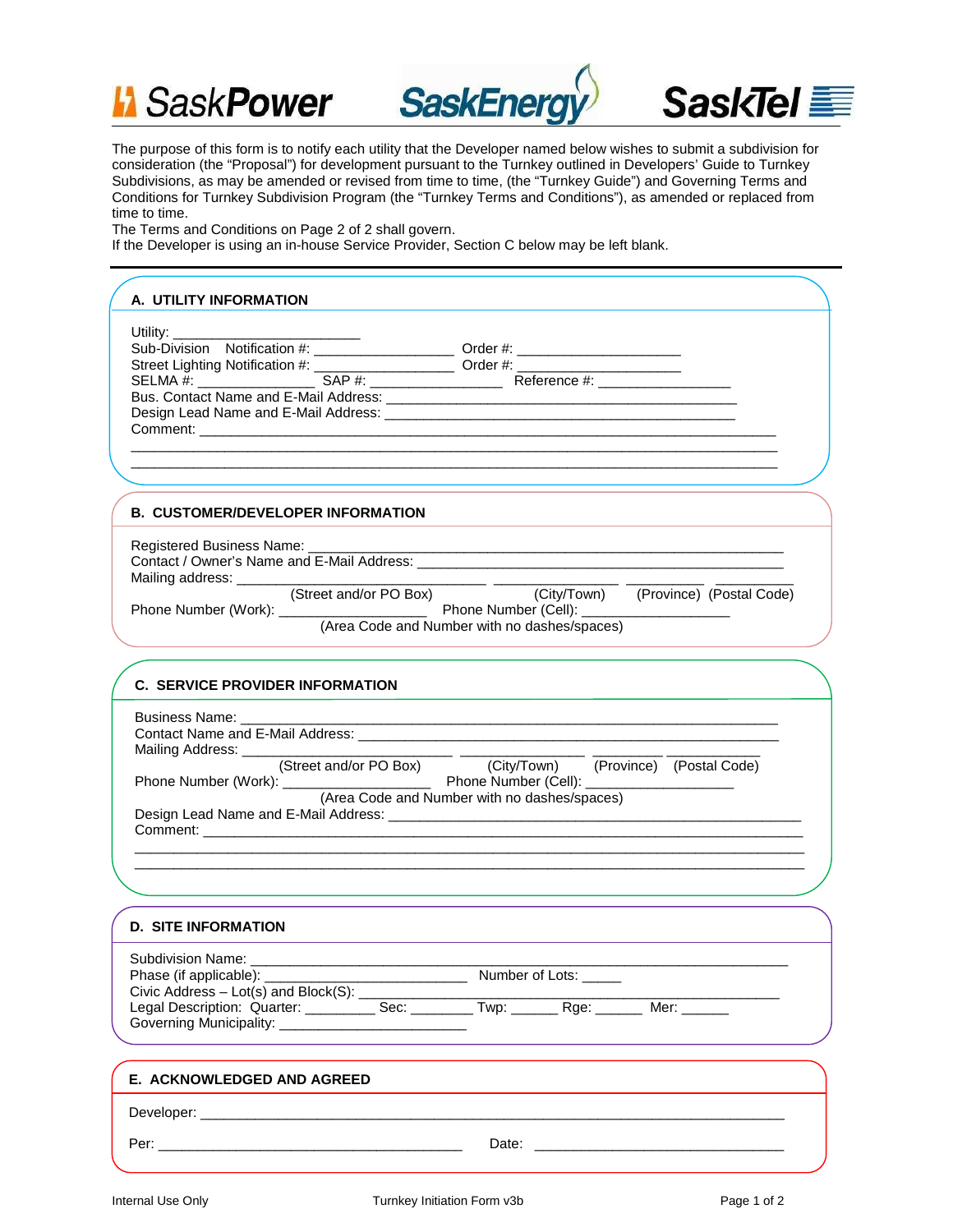SaskPower SaskEnergy SaskTel

The purpose of this form is to notify each utility that the Developer named below wishes to submit a subdivision for consideration (the "Proposal") for development pursuant to the Turnkey outlined in Developers' Guide to Turnkey Subdivisions, as may be amended or revised from time to time, (the "Turnkey Guide") and Governing Terms and Conditions for Turnkey Subdivision Program (the "Turnkey Terms and Conditions"), as amended or replaced from time to time.
The Terms and Conditions on Page 2 of 2 shall govern.
If the Developer is using an in-house Service Provider, Section C below may be left blank.

## A. UTILITY INFORMATION

Utility: ______________________
Sub-Division Notification #: ________________ Order #: ____________________
Street Lighting Notification #: ________________ Order #: ____________________
SELMA #: ______________ SAP #: ________________ Reference #: ________________
Bus. Contact Name and E-Mail Address: ____________________________________________
Design Lead Name and E-Mail Address: ____________________________________________
Comment: ____________________________________________________________________
______________________________________________________________________________
______________________________________________________________________________

## B. CUSTOMER/DEVELOPER INFORMATION

Registered Business Name: ______________________________________________________
Contact / Owner's Name and E-Mail Address: ________________________________________
Mailing address: ____________________________ ______________ _________ __________
(Street and/or PO Box) (City/Town) (Province) (Postal Code)
Phone Number (Work): __________________ Phone Number (Cell): __________________
(Area Code and Number with no dashes/spaces)

## C. SERVICE PROVIDER INFORMATION

Business Name: _______________________________________________________________
Contact Name and E-Mail Address: _______________________________________________
Mailing Address: __________________________ ______________ _________ __________
(Street and/or PO Box) (City/Town) (Province) (Postal Code)
Phone Number (Work): __________________ Phone Number (Cell): __________________
(Area Code and Number with no dashes/spaces)
Design Lead Name and E-Mail Address: ____________________________________________
Comment: ____________________________________________________________________
______________________________________________________________________________
______________________________________________________________________________

## D. SITE INFORMATION

Subdivision Name: _____________________________________________________________
Phase (if applicable): ________________________ Number of Lots: _____
Civic Address – Lot(s) and Block(S): _____________________________________________
Legal Description: Quarter: ________ Sec: ________ Twp: ______ Rge: ______ Mer: ______
Governing Municipality: ________________________

## E. ACKNOWLEDGED AND AGREED

Developer: ____________________________________________________________________

Per: ______________________________________ Date: ______________________________

Internal Use Only Turnkey Initiation Form v3b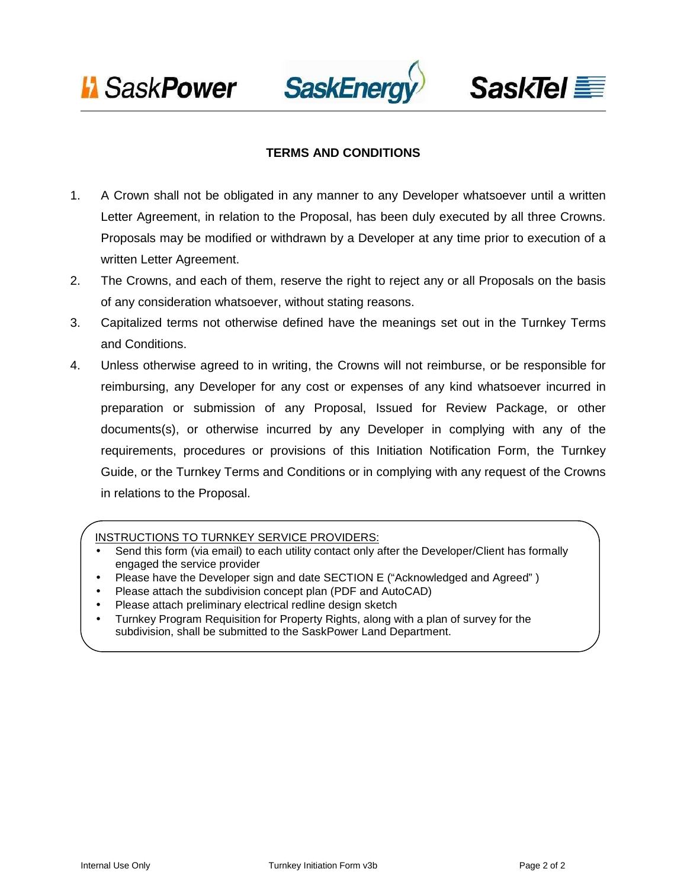SaskPower SaskEnergy SaskTel

## TERMS AND CONDITIONS

1. A Crown shall not be obligated in any manner to any Developer whatsoever until a written Letter Agreement, in relation to the Proposal, has been duly executed by all three Crowns. Proposals may be modified or withdrawn by a Developer at any time prior to execution of a written Letter Agreement.
2. The Crowns, and each of them, reserve the right to reject any or all Proposals on the basis of any consideration whatsoever, without stating reasons.
3. Capitalized terms not otherwise defined have the meanings set out in the Turnkey Terms and Conditions.
4. Unless otherwise agreed to in writing, the Crowns will not reimburse, or be responsible for reimbursing, any Developer for any cost or expenses of any kind whatsoever incurred in preparation or submission of any Proposal, Issued for Review Package, or other documents(s), or otherwise incurred by any Developer in complying with any of the requirements, procedures or provisions of this Initiation Notification Form, the Turnkey Guide, or the Turnkey Terms and Conditions or in complying with any request of the Crowns in relations to the Proposal.

INSTRUCTIONS TO TURNKEY SERVICE PROVIDERS:

- Send this form (via email) to each utility contact only after the Developer/Client has formally engaged the service provider
- Please have the Developer sign and date SECTION E ("Acknowledged and Agreed" )
- Please attach the subdivision concept plan (PDF and AutoCAD)
- Please attach preliminary electrical redline design sketch
- Turnkey Program Requisition for Property Rights, along with a plan of survey for the subdivision, shall be submitted to the SaskPower Land Department.